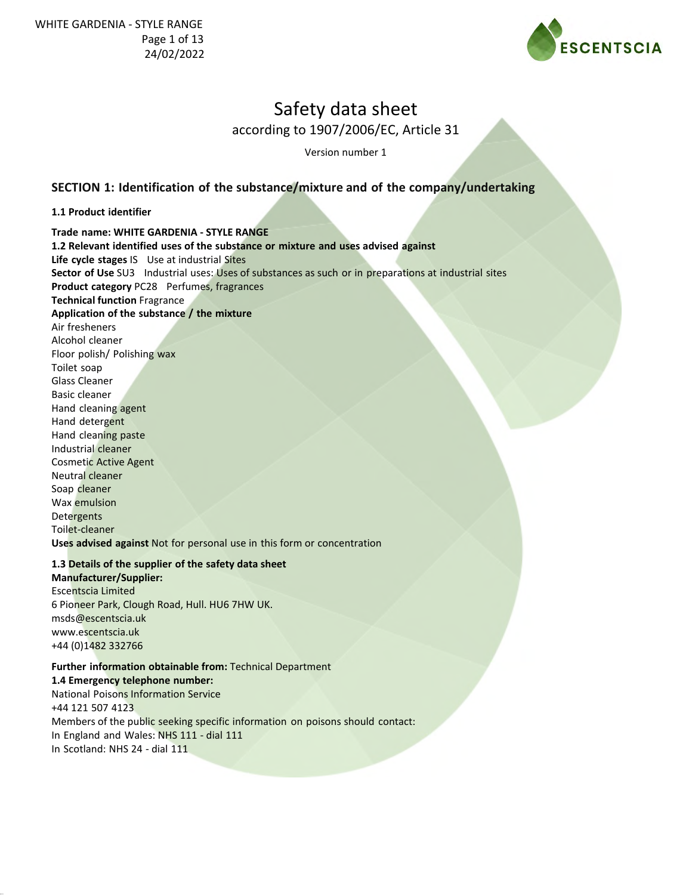# Safety data sheet

according to 1907/2006/EC, Article 31

Version number 1

## SECTION 1: Identification of the substance/mixture and of the company/undertaking

**1.1 Product identifier**

**Trade name: WHITE GARDENIA - STYLE RANGE**

**1.2 Relevant identified uses of the substance or mixture and uses advised against**

**Life cycle stages** IS Use at industrial Sites

**Sector of Use** SU3 Industrial uses: Uses of substances as such or in preparations at industrial sites

**Product category** PC28 Perfumes, fragrances

**Technical function** Fragrance

**Application of the substance / the mixture**

Air fresheners
Alcohol cleaner
Floor polish/ Polishing wax
Toilet soap
Glass Cleaner
Basic cleaner
Hand cleaning agent
Hand detergent
Hand cleaning paste
Industrial cleaner
Cosmetic Active Agent
Neutral cleaner
Soap cleaner
Wax emulsion
Detergents
Toilet-cleaner

**Uses advised against** Not for personal use in this form or concentration

**1.3 Details of the supplier of the safety data sheet**

**Manufacturer/Supplier:**

Escentscia Limited
6 Pioneer Park, Clough Road, Hull. HU6 7HW UK.
msds@escentscia.uk
www.escentscia.uk
+44 (0)1482 332766

**Further information obtainable from:** Technical Department

**1.4 Emergency telephone number:**

National Poisons Information Service
+44 121 507 4123
Members of the public seeking specific information on poisons should contact:
In England and Wales: NHS 111 - dial 111
In Scotland: NHS 24 - dial 111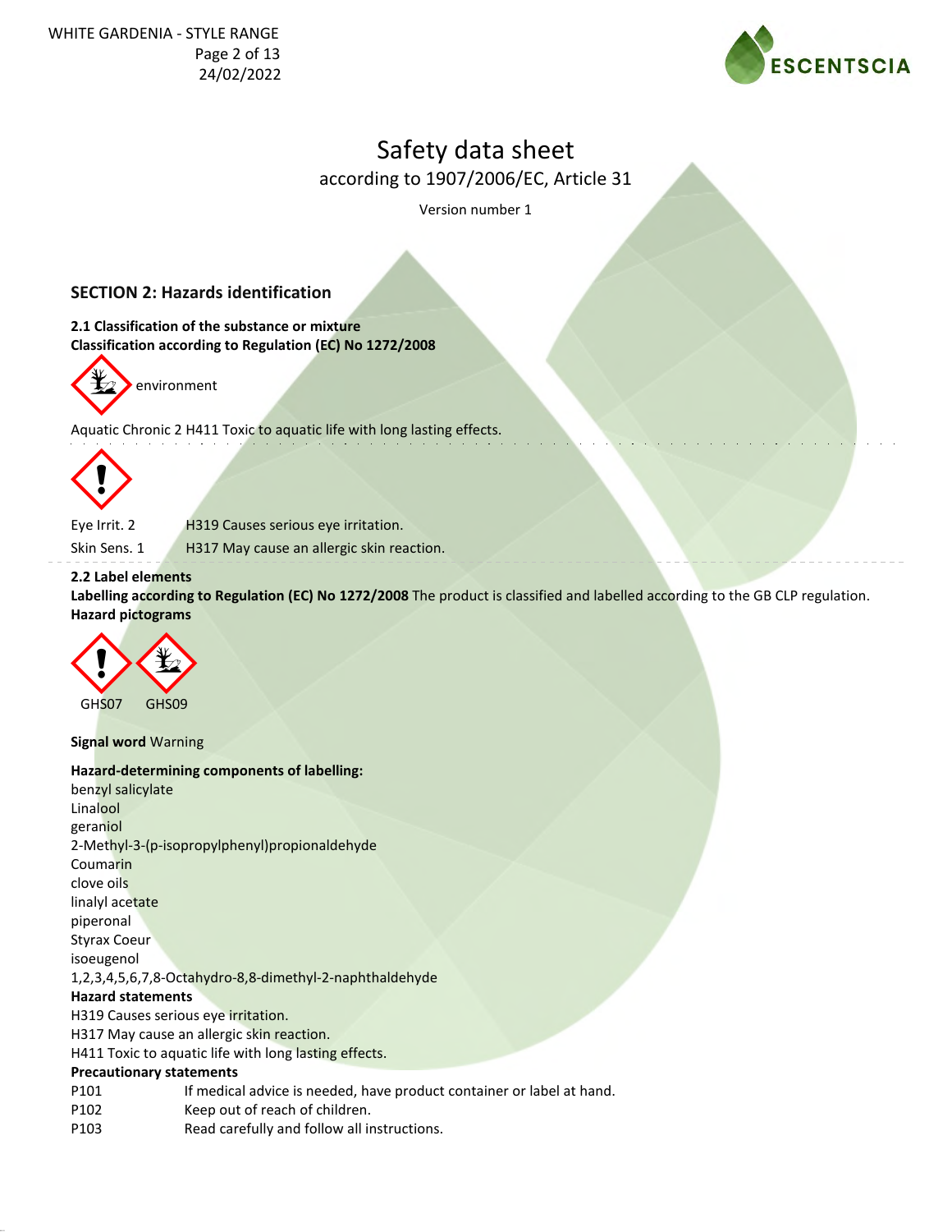# Safety data sheet

according to 1907/2006/EC, Article 31

Version number 1

## SECTION 2: Hazards identification

**2.1 Classification of the substance or mixture**
**Classification according to Regulation (EC) No 1272/2008**

environment

Aquatic Chronic 2 H411 Toxic to aquatic life with long lasting effects.

Eye Irrit. 2 H319 Causes serious eye irritation.

Skin Sens. 1 H317 May cause an allergic skin reaction.

**2.2 Label elements**

**Labelling according to Regulation (EC) No 1272/2008** The product is classified and labelled according to the GB CLP regulation.

**Hazard pictograms**

GHS07 GHS09

**Signal word** Warning

**Hazard-determining components of labelling:**

benzyl salicylate
Linalool
geraniol
2-Methyl-3-(p-isopropylphenyl)propionaldehyde
Coumarin
clove oils
linalyl acetate
piperonal
Styrax Coeur
isoeugenol
1,2,3,4,5,6,7,8-Octahydro-8,8-dimethyl-2-naphthaldehyde

**Hazard statements**

H319 Causes serious eye irritation.
H317 May cause an allergic skin reaction.
H411 Toxic to aquatic life with long lasting effects.

**Precautionary statements**

P101 If medical advice is needed, have product container or label at hand.
P102 Keep out of reach of children.
P103 Read carefully and follow all instructions.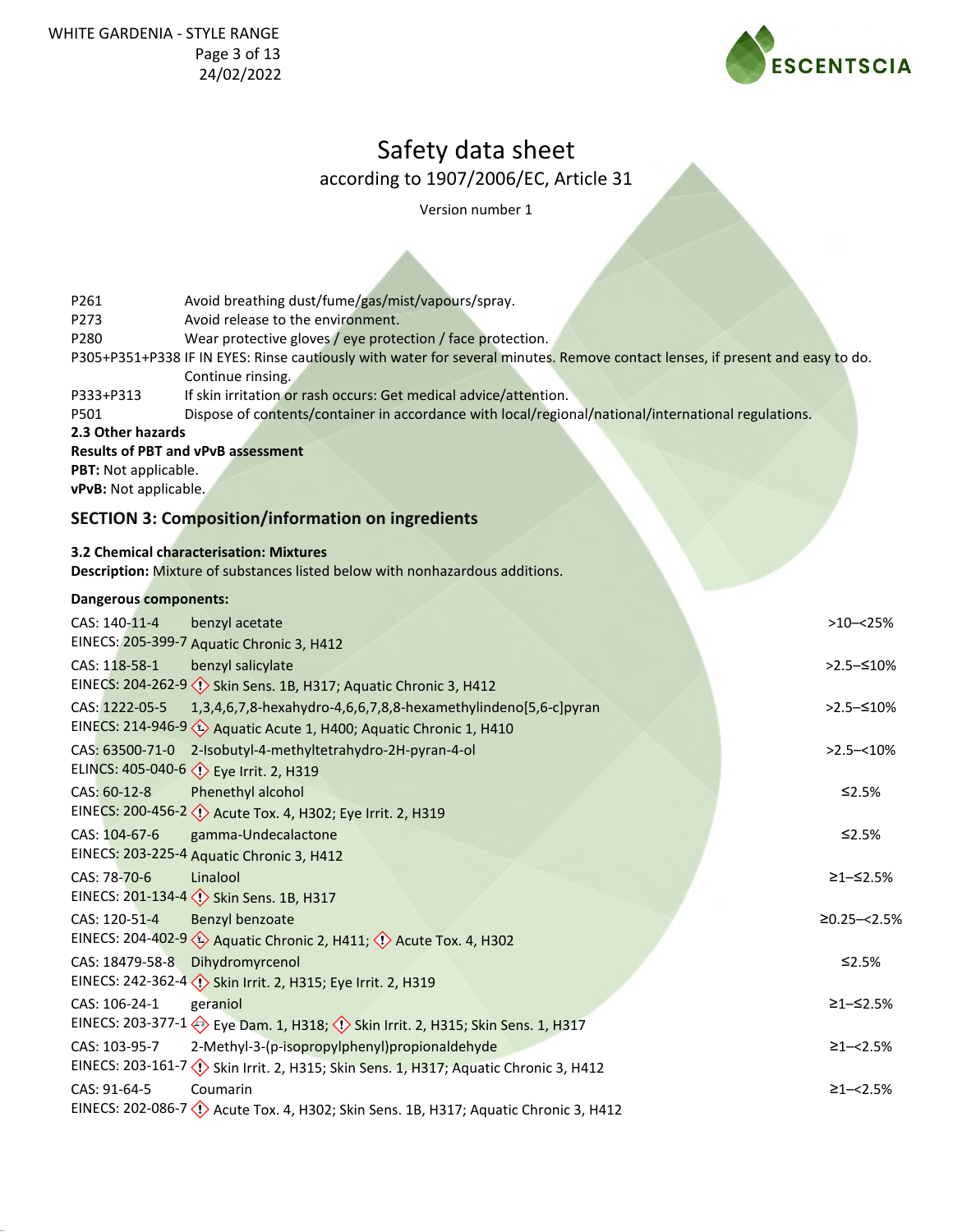# Safety data sheet

according to 1907/2006/EC, Article 31

Version number 1

| | |
|---|---|
| P261 | Avoid breathing dust/fume/gas/mist/vapours/spray. |
| P273 | Avoid release to the environment. |
| P280 | Wear protective gloves / eye protection / face protection. |
| P305+P351+P338 | IF IN EYES: Rinse cautiously with water for several minutes. Remove contact lenses, if present and easy to do. Continue rinsing. |
| P333+P313 | If skin irritation or rash occurs: Get medical advice/attention. |
| P501 | Dispose of contents/container in accordance with local/regional/national/international regulations. |

**2.3 Other hazards**

**Results of PBT and vPvB assessment**

**PBT:** Not applicable.

**vPvB:** Not applicable.

## SECTION 3: Composition/information on ingredients

**3.2 Chemical characterisation: Mixtures**

**Description:** Mixture of substances listed below with nonhazardous additions.

**Dangerous components:**

| Identifier | Component / Classification | Concentration |
|---|---|---|
| CAS: 140-11-4<br>EINECS: 205-399-7 | benzyl acetate<br>Aquatic Chronic 3, H412 | >10–<25% |
| CAS: 118-58-1<br>EINECS: 204-262-9 | benzyl salicylate<br>Skin Sens. 1B, H317; Aquatic Chronic 3, H412 | >2.5–≤10% |
| CAS: 1222-05-5<br>EINECS: 214-946-9 | 1,3,4,6,7,8-hexahydro-4,6,6,7,8,8-hexamethylindeno[5,6-c]pyran<br>Aquatic Acute 1, H400; Aquatic Chronic 1, H410 | >2.5–≤10% |
| CAS: 63500-71-0<br>ELINCS: 405-040-6 | 2-Isobutyl-4-methyltetrahydro-2H-pyran-4-ol<br>Eye Irrit. 2, H319 | >2.5–<10% |
| CAS: 60-12-8<br>EINECS: 200-456-2 | Phenethyl alcohol<br>Acute Tox. 4, H302; Eye Irrit. 2, H319 | ≤2.5% |
| CAS: 104-67-6<br>EINECS: 203-225-4 | gamma-Undecalactone<br>Aquatic Chronic 3, H412 | ≤2.5% |
| CAS: 78-70-6<br>EINECS: 201-134-4 | Linalool<br>Skin Sens. 1B, H317 | ≥1–≤2.5% |
| CAS: 120-51-4<br>EINECS: 204-402-9 | Benzyl benzoate<br>Aquatic Chronic 2, H411; Acute Tox. 4, H302 | ≥0.25–<2.5% |
| CAS: 18479-58-8<br>EINECS: 242-362-4 | Dihydromyrcenol<br>Skin Irrit. 2, H315; Eye Irrit. 2, H319 | ≤2.5% |
| CAS: 106-24-1<br>EINECS: 203-377-1 | geraniol<br>Eye Dam. 1, H318; Skin Irrit. 2, H315; Skin Sens. 1, H317 | ≥1–≤2.5% |
| CAS: 103-95-7<br>EINECS: 203-161-7 | 2-Methyl-3-(p-isopropylphenyl)propionaldehyde<br>Skin Irrit. 2, H315; Skin Sens. 1, H317; Aquatic Chronic 3, H412 | ≥1–<2.5% |
| CAS: 91-64-5<br>EINECS: 202-086-7 | Coumarin<br>Acute Tox. 4, H302; Skin Sens. 1B, H317; Aquatic Chronic 3, H412 | ≥1–<2.5% |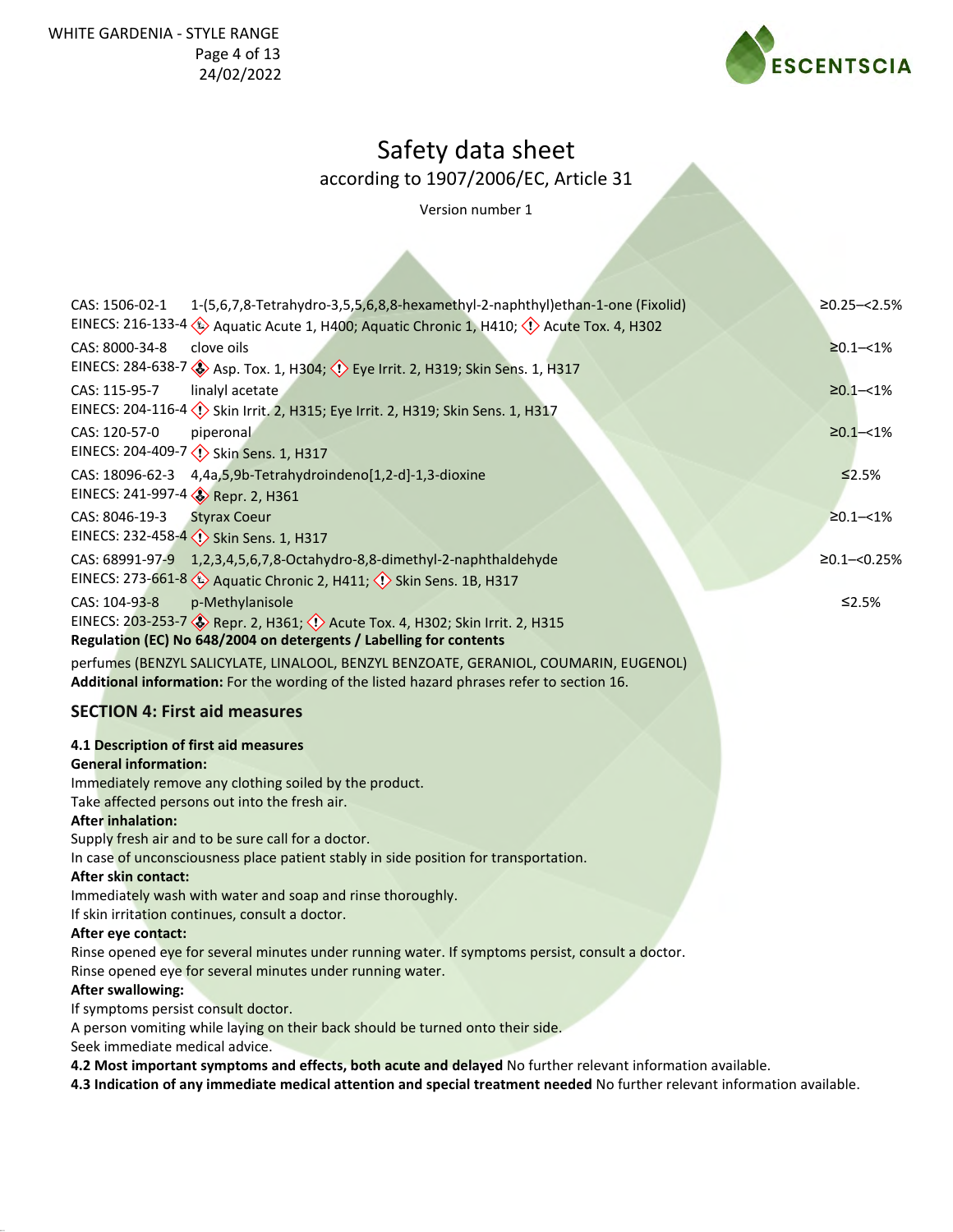# Safety data sheet

according to 1907/2006/EC, Article 31

Version number 1

| | | |
|---|---|---|
| CAS: 1506-02-1<br>EINECS: 216-133-4 | 1-(5,6,7,8-Tetrahydro-3,5,5,6,8,8-hexamethyl-2-naphthyl)ethan-1-one (Fixolid)<br>Aquatic Acute 1, H400; Aquatic Chronic 1, H410; Acute Tox. 4, H302 | ≥0.25–<2.5% |
| CAS: 8000-34-8<br>EINECS: 284-638-7 | clove oils<br>Asp. Tox. 1, H304; Eye Irrit. 2, H319; Skin Sens. 1, H317 | ≥0.1–<1% |
| CAS: 115-95-7<br>EINECS: 204-116-4 | linalyl acetate<br>Skin Irrit. 2, H315; Eye Irrit. 2, H319; Skin Sens. 1, H317 | ≥0.1–<1% |
| CAS: 120-57-0<br>EINECS: 204-409-7 | piperonal<br>Skin Sens. 1, H317 | ≥0.1–<1% |
| CAS: 18096-62-3<br>EINECS: 241-997-4 | 4,4a,5,9b-Tetrahydroindeno[1,2-d]-1,3-dioxine<br>Repr. 2, H361 | ≤2.5% |
| CAS: 8046-19-3<br>EINECS: 232-458-4 | Styrax Coeur<br>Skin Sens. 1, H317 | ≥0.1–<1% |
| CAS: 68991-97-9<br>EINECS: 273-661-8 | 1,2,3,4,5,6,7,8-Octahydro-8,8-dimethyl-2-naphthaldehyde<br>Aquatic Chronic 2, H411; Skin Sens. 1B, H317 | ≥0.1–<0.25% |
| CAS: 104-93-8<br>EINECS: 203-253-7 | p-Methylanisole<br>Repr. 2, H361; Acute Tox. 4, H302; Skin Irrit. 2, H315 | ≤2.5% |

**Regulation (EC) No 648/2004 on detergents / Labelling for contents**

perfumes (BENZYL SALICYLATE, LINALOOL, BENZYL BENZOATE, GERANIOL, COUMARIN, EUGENOL)

**Additional information:** For the wording of the listed hazard phrases refer to section 16.

## SECTION 4: First aid measures

**4.1 Description of first aid measures**

**General information:**

Immediately remove any clothing soiled by the product.
Take affected persons out into the fresh air.

**After inhalation:**

Supply fresh air and to be sure call for a doctor.
In case of unconsciousness place patient stably in side position for transportation.

**After skin contact:**

Immediately wash with water and soap and rinse thoroughly.
If skin irritation continues, consult a doctor.

**After eye contact:**

Rinse opened eye for several minutes under running water. If symptoms persist, consult a doctor.
Rinse opened eye for several minutes under running water.

**After swallowing:**

If symptoms persist consult doctor.
A person vomiting while laying on their back should be turned onto their side.
Seek immediate medical advice.

**4.2 Most important symptoms and effects, both acute and delayed** No further relevant information available.

**4.3 Indication of any immediate medical attention and special treatment needed** No further relevant information available.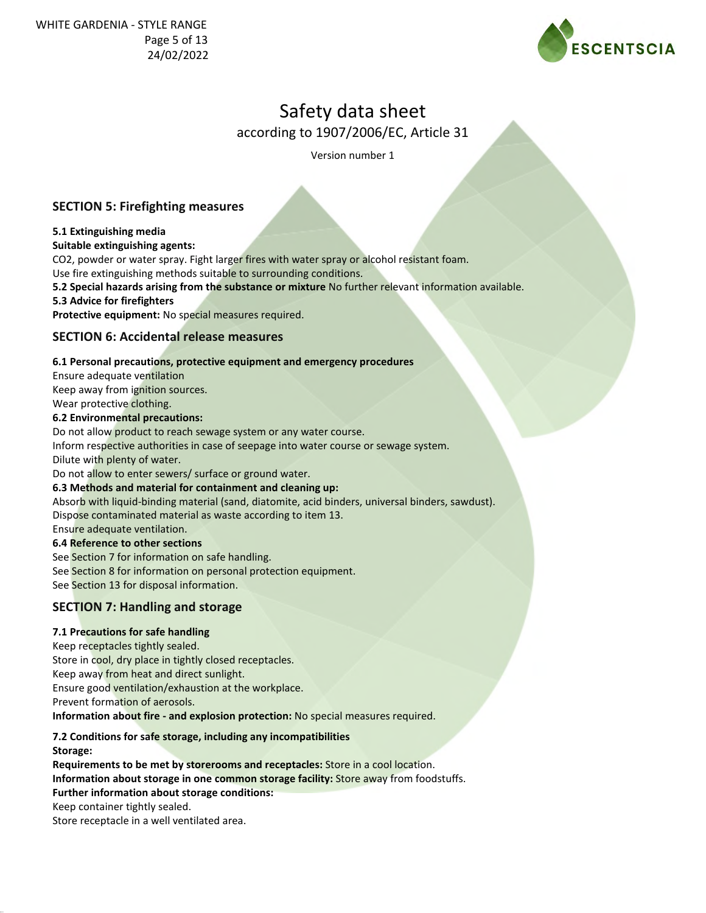# Safety data sheet

according to 1907/2006/EC, Article 31

Version number 1

## SECTION 5: Firefighting measures

**5.1 Extinguishing media**

**Suitable extinguishing agents:**

$CO_2$, powder or water spray. Fight larger fires with water spray or alcohol resistant foam.
Use fire extinguishing methods suitable to surrounding conditions.

**5.2 Special hazards arising from the substance or mixture** No further relevant information available.

**5.3 Advice for firefighters**

**Protective equipment:** No special measures required.

## SECTION 6: Accidental release measures

**6.1 Personal precautions, protective equipment and emergency procedures**

Ensure adequate ventilation
Keep away from ignition sources.
Wear protective clothing.

**6.2 Environmental precautions:**

Do not allow product to reach sewage system or any water course.
Inform respective authorities in case of seepage into water course or sewage system.
Dilute with plenty of water.
Do not allow to enter sewers/ surface or ground water.

**6.3 Methods and material for containment and cleaning up:**

Absorb with liquid-binding material (sand, diatomite, acid binders, universal binders, sawdust).
Dispose contaminated material as waste according to item 13.
Ensure adequate ventilation.

**6.4 Reference to other sections**

See Section 7 for information on safe handling.
See Section 8 for information on personal protection equipment.
See Section 13 for disposal information.

## SECTION 7: Handling and storage

**7.1 Precautions for safe handling**

Keep receptacles tightly sealed.
Store in cool, dry place in tightly closed receptacles.
Keep away from heat and direct sunlight.
Ensure good ventilation/exhaustion at the workplace.
Prevent formation of aerosols.

**Information about fire - and explosion protection:** No special measures required.

**7.2 Conditions for safe storage, including any incompatibilities**

**Storage:**

**Requirements to be met by storerooms and receptacles:** Store in a cool location.

**Information about storage in one common storage facility:** Store away from foodstuffs.

**Further information about storage conditions:**

Keep container tightly sealed.
Store receptacle in a well ventilated area.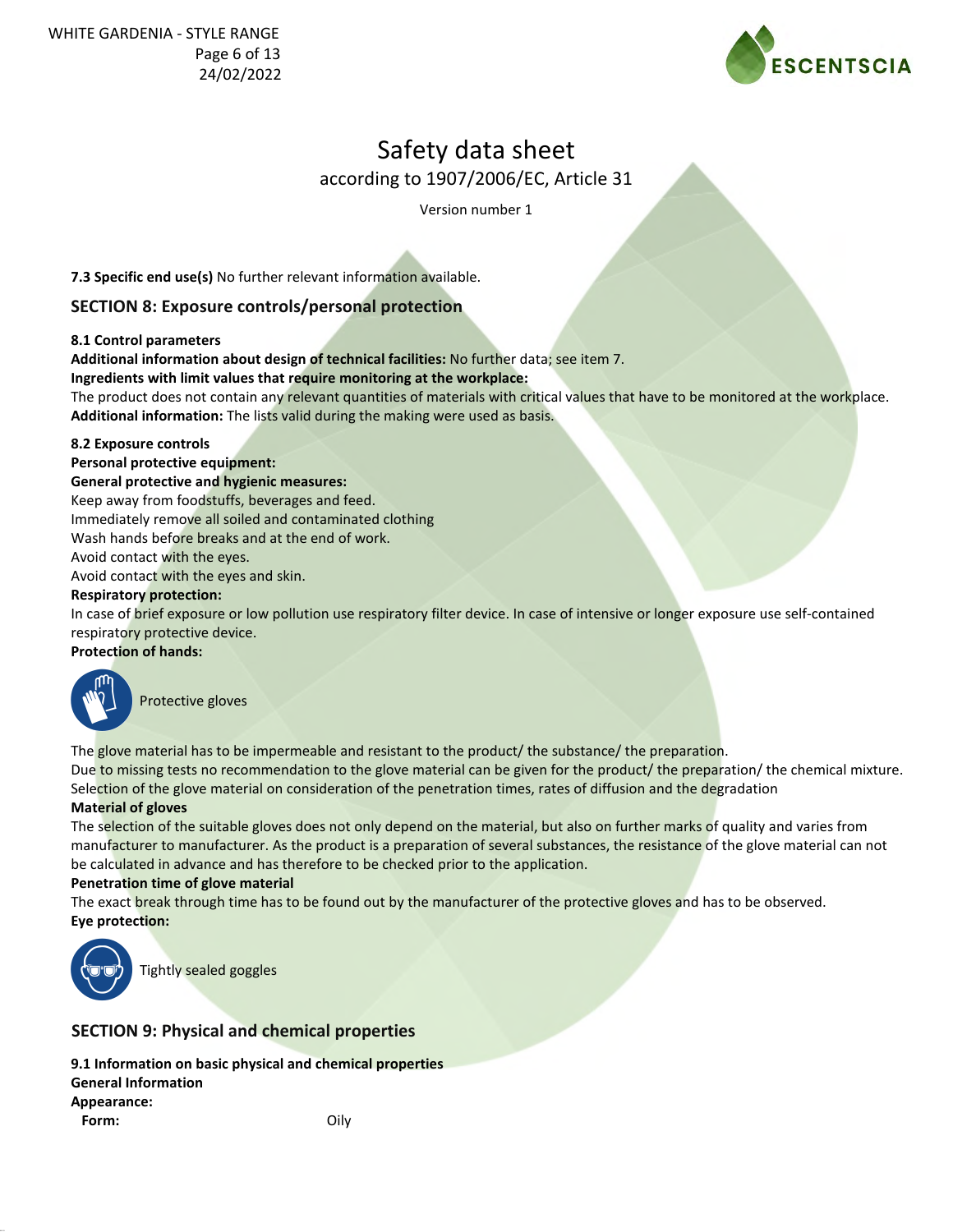**7.3 Specific end use(s)** No further relevant information available.

## SECTION 8: Exposure controls/personal protection

**8.1 Control parameters**

**Additional information about design of technical facilities:** No further data; see item 7.

**Ingredients with limit values that require monitoring at the workplace:**

The product does not contain any relevant quantities of materials with critical values that have to be monitored at the workplace.

**Additional information:** The lists valid during the making were used as basis.

**8.2 Exposure controls**

**Personal protective equipment:**

**General protective and hygienic measures:**

Keep away from foodstuffs, beverages and feed.

Immediately remove all soiled and contaminated clothing

Wash hands before breaks and at the end of work.

Avoid contact with the eyes.

Avoid contact with the eyes and skin.

**Respiratory protection:**

In case of brief exposure or low pollution use respiratory filter device. In case of intensive or longer exposure use self-contained respiratory protective device.

**Protection of hands:**

Protective gloves

The glove material has to be impermeable and resistant to the product/ the substance/ the preparation.

Due to missing tests no recommendation to the glove material can be given for the product/ the preparation/ the chemical mixture.

Selection of the glove material on consideration of the penetration times, rates of diffusion and the degradation

**Material of gloves**

The selection of the suitable gloves does not only depend on the material, but also on further marks of quality and varies from manufacturer to manufacturer. As the product is a preparation of several substances, the resistance of the glove material can not be calculated in advance and has therefore to be checked prior to the application.

**Penetration time of glove material**

The exact break through time has to be found out by the manufacturer of the protective gloves and has to be observed.

**Eye protection:**

Tightly sealed goggles

## SECTION 9: Physical and chemical properties

**9.1 Information on basic physical and chemical properties**

**General Information**

**Appearance:**

**Form:** Oily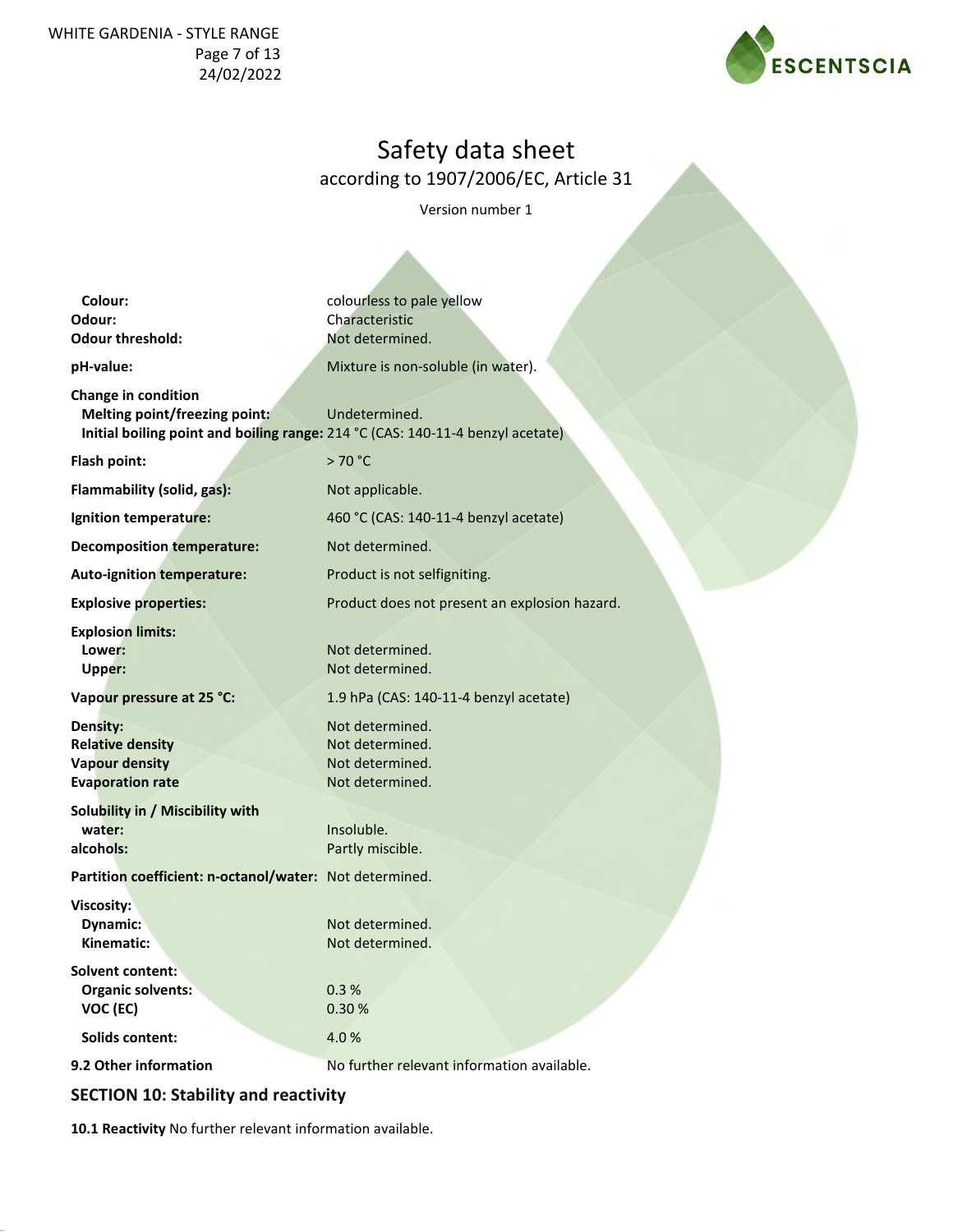**Colour:** colourless to pale yellow
**Odour:** Characteristic
**Odour threshold:** Not determined.

**pH-value:** Mixture is non-soluble (in water).

**Change in condition**
**Melting point/freezing point:** Undetermined.
**Initial boiling point and boiling range:** 214 °C (CAS: 140-11-4 benzyl acetate)

**Flash point:** > 70 °C

**Flammability (solid, gas):** Not applicable.

**Ignition temperature:** 460 °C (CAS: 140-11-4 benzyl acetate)

**Decomposition temperature:** Not determined.

**Auto-ignition temperature:** Product is not selfigniting.

**Explosive properties:** Product does not present an explosion hazard.

**Explosion limits:**
**Lower:** Not determined.
**Upper:** Not determined.

**Vapour pressure at 25 °C:** 1.9 hPa (CAS: 140-11-4 benzyl acetate)

**Density:** Not determined.
**Relative density** Not determined.
**Vapour density** Not determined.
**Evaporation rate** Not determined.

**Solubility in / Miscibility with**
**water:** Insoluble.
**alcohols:** Partly miscible.

**Partition coefficient: n-octanol/water:** Not determined.

**Viscosity:**
**Dynamic:** Not determined.
**Kinematic:** Not determined.

**Solvent content:**
**Organic solvents:** 0.3 %
**VOC (EC)** 0.30 %

**Solids content:** 4.0 %

**9.2 Other information** No further relevant information available.

## SECTION 10: Stability and reactivity

**10.1 Reactivity** No further relevant information available.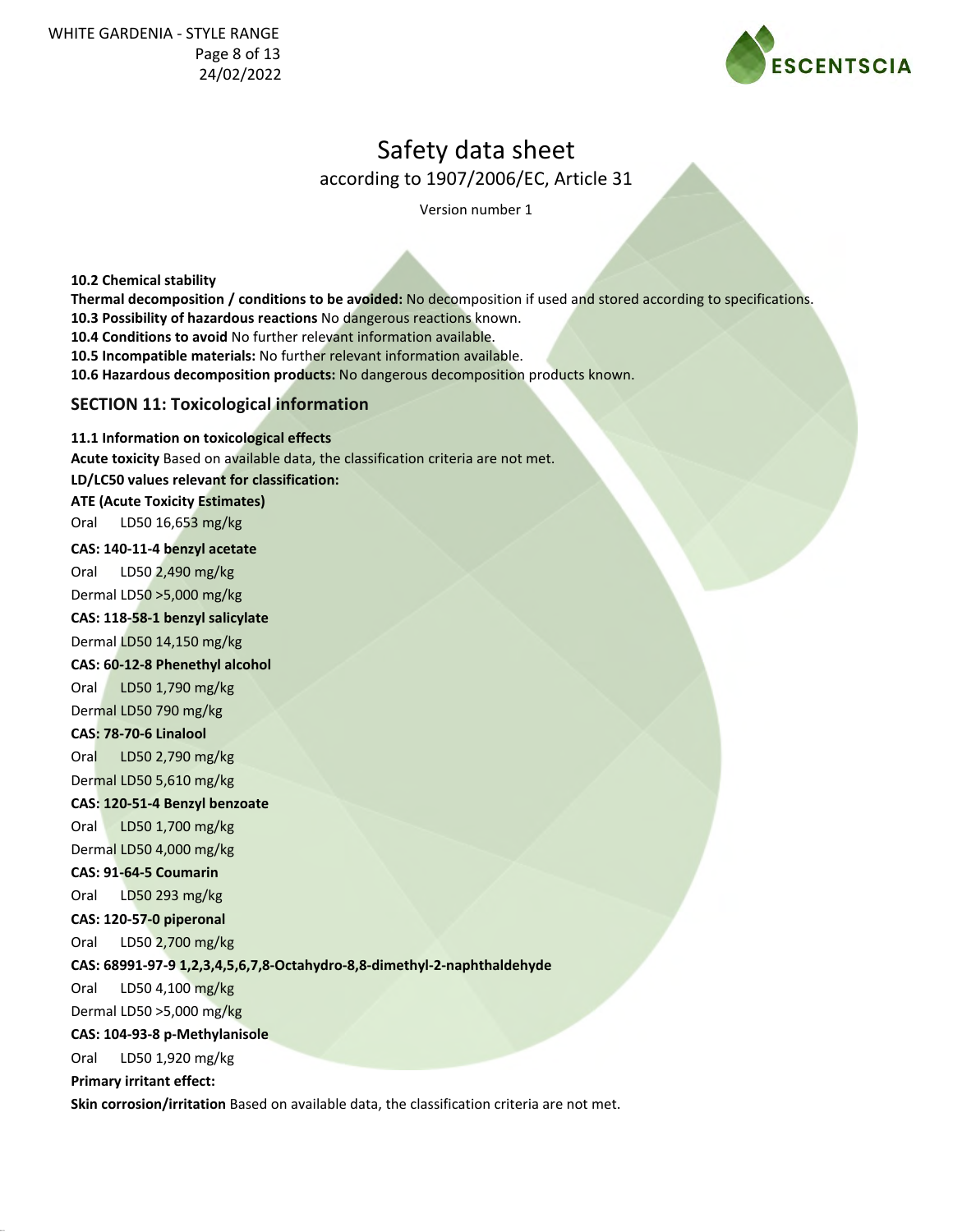**10.2 Chemical stability**

**Thermal decomposition / conditions to be avoided:** No decomposition if used and stored according to specifications.

**10.3 Possibility of hazardous reactions** No dangerous reactions known.

**10.4 Conditions to avoid** No further relevant information available.

**10.5 Incompatible materials:** No further relevant information available.

**10.6 Hazardous decomposition products:** No dangerous decomposition products known.

## SECTION 11: Toxicological information

**11.1 Information on toxicological effects**

**Acute toxicity** Based on available data, the classification criteria are not met.

**LD/LC50 values relevant for classification:**

**ATE (Acute Toxicity Estimates)**

Oral LD50 16,653 mg/kg

**CAS: 140-11-4 benzyl acetate**

Oral LD50 2,490 mg/kg

Dermal LD50 >5,000 mg/kg

**CAS: 118-58-1 benzyl salicylate**

Dermal LD50 14,150 mg/kg

**CAS: 60-12-8 Phenethyl alcohol**

Oral LD50 1,790 mg/kg

Dermal LD50 790 mg/kg

**CAS: 78-70-6 Linalool**

Oral LD50 2,790 mg/kg

Dermal LD50 5,610 mg/kg

**CAS: 120-51-4 Benzyl benzoate**

Oral LD50 1,700 mg/kg

Dermal LD50 4,000 mg/kg

**CAS: 91-64-5 Coumarin**

Oral LD50 293 mg/kg

**CAS: 120-57-0 piperonal**

Oral LD50 2,700 mg/kg

**CAS: 68991-97-9 1,2,3,4,5,6,7,8-Octahydro-8,8-dimethyl-2-naphthaldehyde**

Oral LD50 4,100 mg/kg

Dermal LD50 >5,000 mg/kg

**CAS: 104-93-8 p-Methylanisole**

Oral LD50 1,920 mg/kg

**Primary irritant effect:**

**Skin corrosion/irritation** Based on available data, the classification criteria are not met.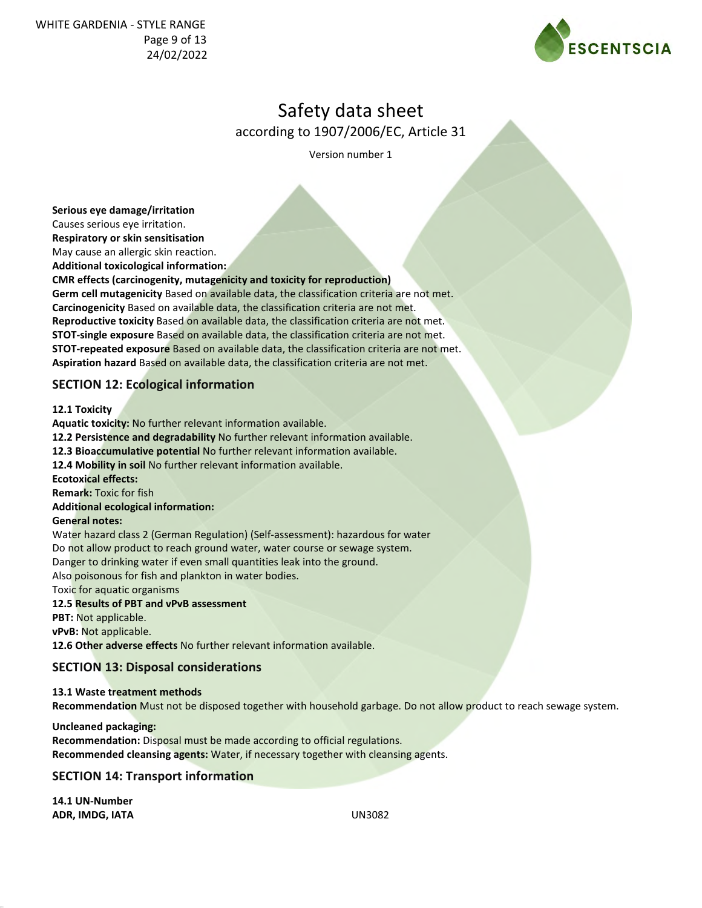**Serious eye damage/irritation**
Causes serious eye irritation.
**Respiratory or skin sensitisation**
May cause an allergic skin reaction.
**Additional toxicological information:**
**CMR effects (carcinogenity, mutagenicity and toxicity for reproduction)**
**Germ cell mutagenicity** Based on available data, the classification criteria are not met.
**Carcinogenicity** Based on available data, the classification criteria are not met.
**Reproductive toxicity** Based on available data, the classification criteria are not met.
**STOT-single exposure** Based on available data, the classification criteria are not met.
**STOT-repeated exposure** Based on available data, the classification criteria are not met.
**Aspiration hazard** Based on available data, the classification criteria are not met.

## SECTION 12: Ecological information

**12.1 Toxicity**
**Aquatic toxicity:** No further relevant information available.
**12.2 Persistence and degradability** No further relevant information available.
**12.3 Bioaccumulative potential** No further relevant information available.
**12.4 Mobility in soil** No further relevant information available.
**Ecotoxical effects:**
**Remark:** Toxic for fish
**Additional ecological information:**
**General notes:**
Water hazard class 2 (German Regulation) (Self-assessment): hazardous for water
Do not allow product to reach ground water, water course or sewage system.
Danger to drinking water if even small quantities leak into the ground.
Also poisonous for fish and plankton in water bodies.
Toxic for aquatic organisms
**12.5 Results of PBT and vPvB assessment**
**PBT:** Not applicable.
**vPvB:** Not applicable.
**12.6 Other adverse effects** No further relevant information available.

## SECTION 13: Disposal considerations

**13.1 Waste treatment methods**
**Recommendation** Must not be disposed together with household garbage. Do not allow product to reach sewage system.

**Uncleaned packaging:**
**Recommendation:** Disposal must be made according to official regulations.
**Recommended cleansing agents:** Water, if necessary together with cleansing agents.

## SECTION 14: Transport information

**14.1 UN-Number**
**ADR, IMDG, IATA** UN3082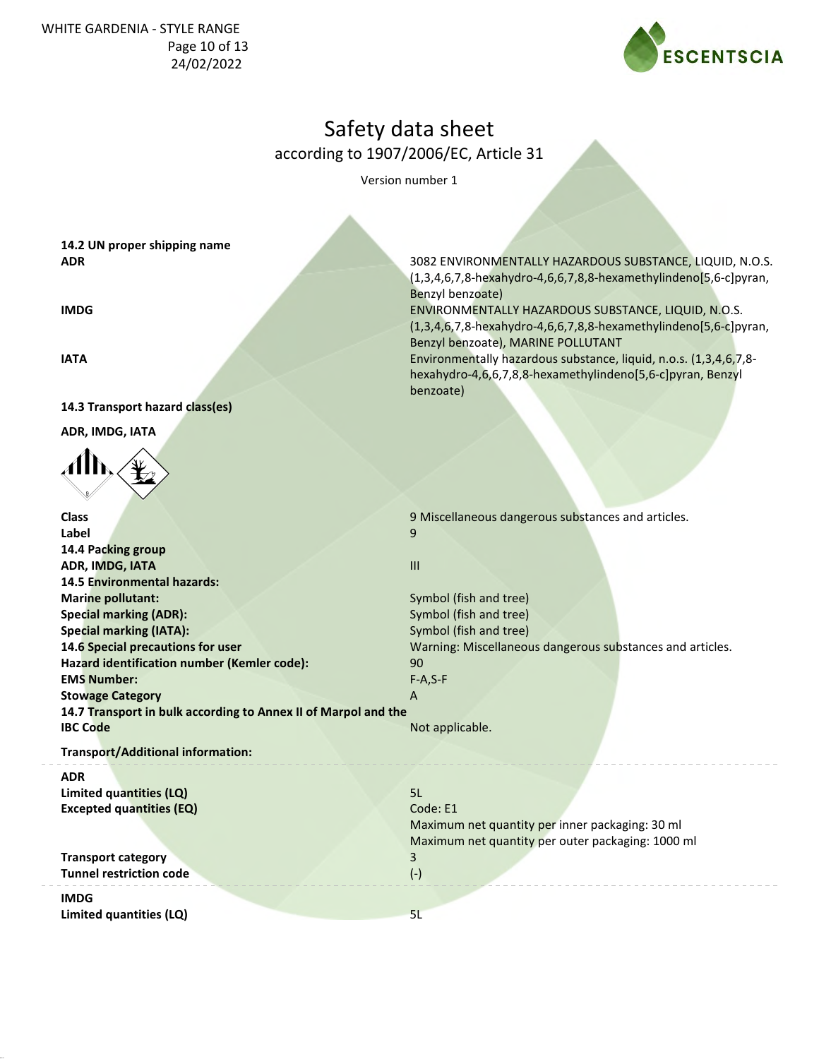# Safety data sheet

according to 1907/2006/EC, Article 31

Version number 1

**14.2 UN proper shipping name**

| | |
|---|---|
| **ADR** | 3082 ENVIRONMENTALLY HAZARDOUS SUBSTANCE, LIQUID, N.O.S. (1,3,4,6,7,8-hexahydro-4,6,6,7,8,8-hexamethylindeno[5,6-c]pyran, Benzyl benzoate) |
| **IMDG** | ENVIRONMENTALLY HAZARDOUS SUBSTANCE, LIQUID, N.O.S. (1,3,4,6,7,8-hexahydro-4,6,6,7,8,8-hexamethylindeno[5,6-c]pyran, Benzyl benzoate), MARINE POLLUTANT |
| **IATA** | Environmentally hazardous substance, liquid, n.o.s. (1,3,4,6,7,8-hexahydro-4,6,6,7,8,8-hexamethylindeno[5,6-c]pyran, Benzyl benzoate) |

**14.3 Transport hazard class(es)**

**ADR, IMDG, IATA**

| | |
|---|---|
| **Class** | 9 Miscellaneous dangerous substances and articles. |
| **Label** | 9 |
| **14.4 Packing group** | |
| **ADR, IMDG, IATA** | III |
| **14.5 Environmental hazards:** | |
| **Marine pollutant:** | Symbol (fish and tree) |
| **Special marking (ADR):** | Symbol (fish and tree) |
| **Special marking (IATA):** | Symbol (fish and tree) |
| **14.6 Special precautions for user** | Warning: Miscellaneous dangerous substances and articles. |
| **Hazard identification number (Kemler code):** | 90 |
| **EMS Number:** | F-A,S-F |
| **Stowage Category** | A |
| **14.7 Transport in bulk according to Annex II of Marpol and the IBC Code** | Not applicable. |

**Transport/Additional information:**

**ADR**

| | |
|---|---|
| **Limited quantities (LQ)** | 5L |
| **Excepted quantities (EQ)** | Code: E1<br>Maximum net quantity per inner packaging: 30 ml<br>Maximum net quantity per outer packaging: 1000 ml |
| **Transport category** | 3 |
| **Tunnel restriction code** | (-) |

**IMDG**

| | |
|---|---|
| **Limited quantities (LQ)** | 5L |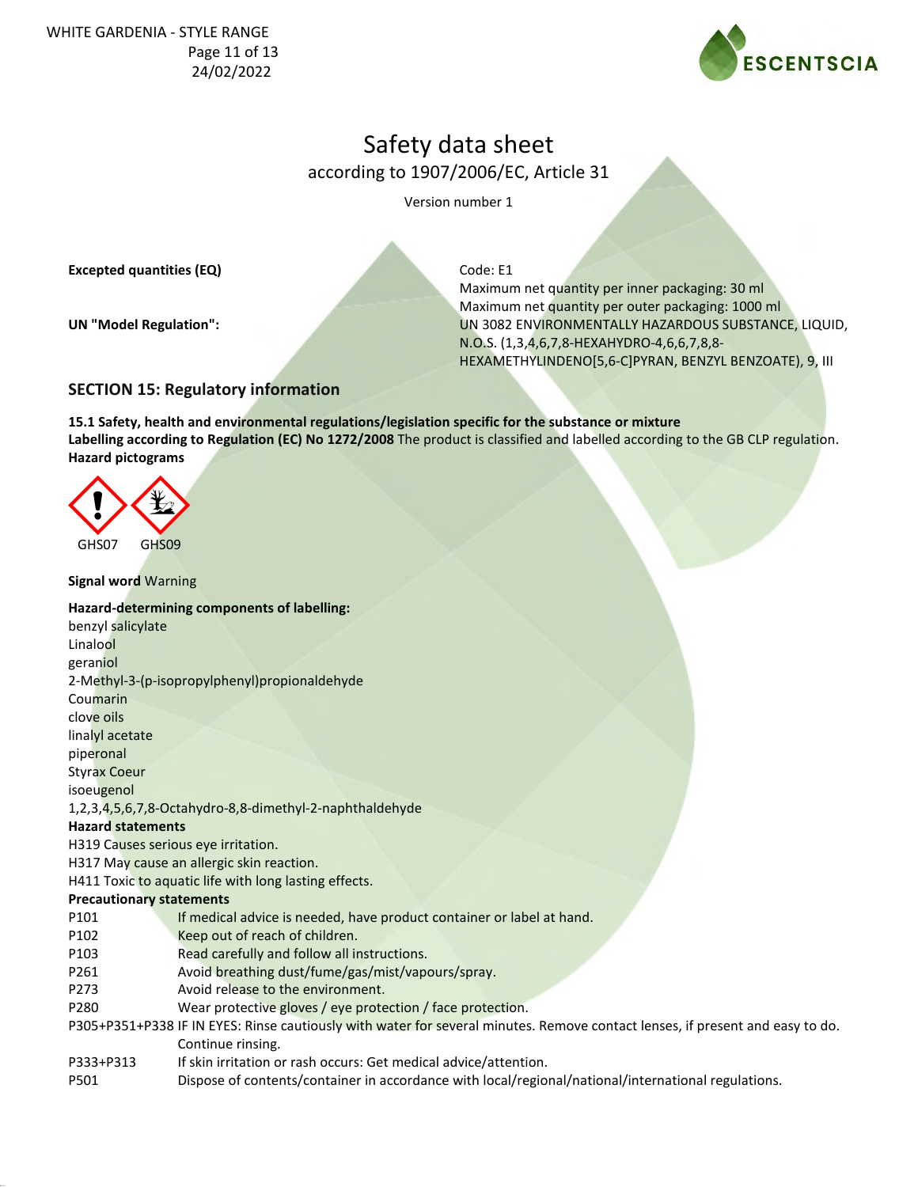**Excepted quantities (EQ)**

Code: E1
Maximum net quantity per inner packaging: 30 ml
Maximum net quantity per outer packaging: 1000 ml

**UN "Model Regulation":**

UN 3082 ENVIRONMENTALLY HAZARDOUS SUBSTANCE, LIQUID, N.O.S. (1,3,4,6,7,8-HEXAHYDRO-4,6,6,7,8,8-HEXAMETHYLINDENO[5,6-C]PYRAN, BENZYL BENZOATE), 9, III

## SECTION 15: Regulatory information

**15.1 Safety, health and environmental regulations/legislation specific for the substance or mixture**

**Labelling according to Regulation (EC) No 1272/2008** The product is classified and labelled according to the GB CLP regulation.

**Hazard pictograms**

GHS07 GHS09

**Signal word** Warning

**Hazard-determining components of labelling:**

benzyl salicylate
Linalool
geraniol
2-Methyl-3-(p-isopropylphenyl)propionaldehyde
Coumarin
clove oils
linalyl acetate
piperonal
Styrax Coeur
isoeugenol
1,2,3,4,5,6,7,8-Octahydro-8,8-dimethyl-2-naphthaldehyde

**Hazard statements**

H319 Causes serious eye irritation.
H317 May cause an allergic skin reaction.
H411 Toxic to aquatic life with long lasting effects.

**Precautionary statements**

| | |
|---|---|
| P101 | If medical advice is needed, have product container or label at hand. |
| P102 | Keep out of reach of children. |
| P103 | Read carefully and follow all instructions. |
| P261 | Avoid breathing dust/fume/gas/mist/vapours/spray. |
| P273 | Avoid release to the environment. |
| P280 | Wear protective gloves / eye protection / face protection. |
| P305+P351+P338 | IF IN EYES: Rinse cautiously with water for several minutes. Remove contact lenses, if present and easy to do. Continue rinsing. |
| P333+P313 | If skin irritation or rash occurs: Get medical advice/attention. |
| P501 | Dispose of contents/container in accordance with local/regional/national/international regulations. |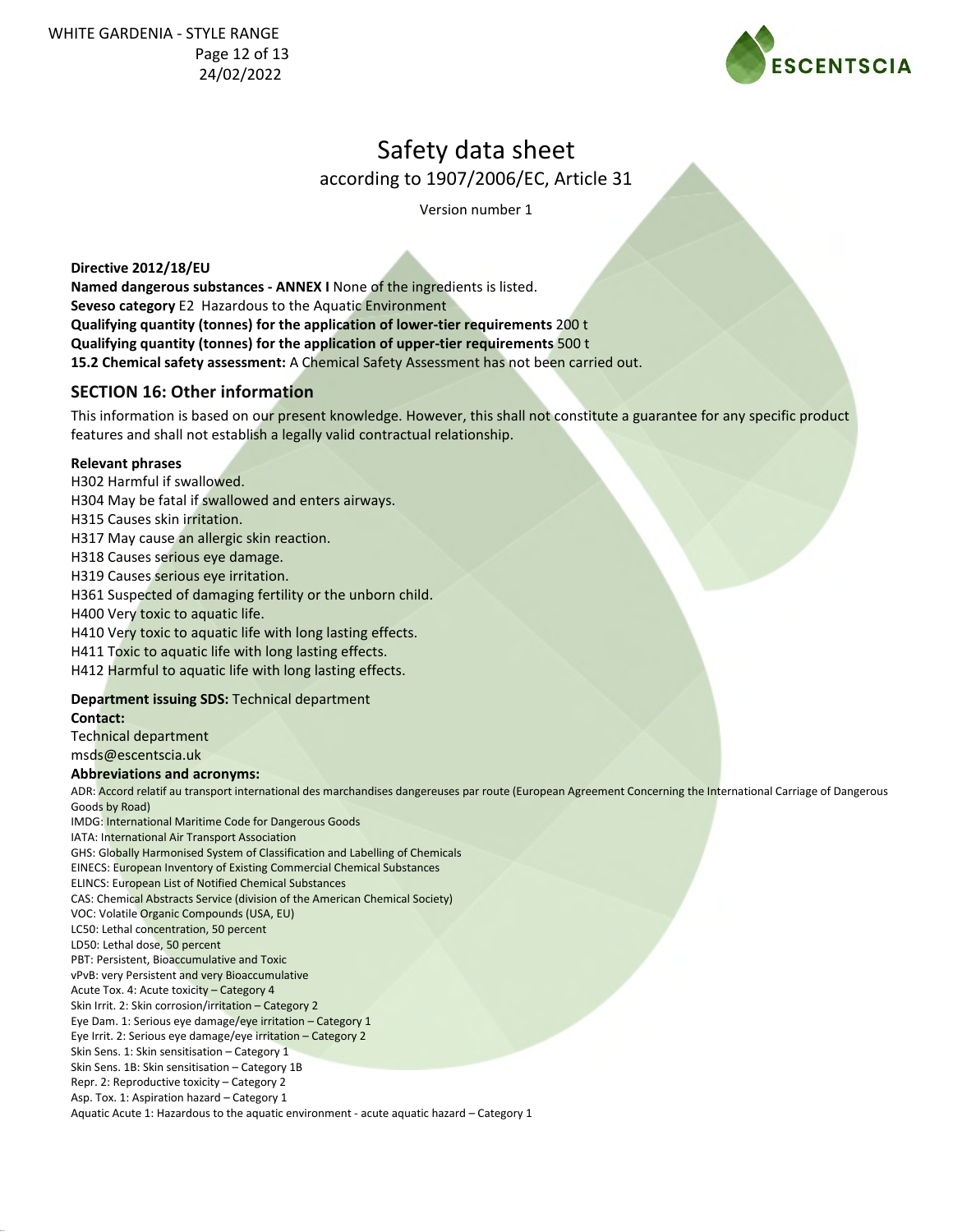# Safety data sheet

according to 1907/2006/EC, Article 31

Version number 1

**Directive 2012/18/EU**

**Named dangerous substances - ANNEX I** None of the ingredients is listed.

**Seveso category** E2 Hazardous to the Aquatic Environment

**Qualifying quantity (tonnes) for the application of lower-tier requirements** 200 t

**Qualifying quantity (tonnes) for the application of upper-tier requirements** 500 t

**15.2 Chemical safety assessment:** A Chemical Safety Assessment has not been carried out.

## SECTION 16: Other information

This information is based on our present knowledge. However, this shall not constitute a guarantee for any specific product features and shall not establish a legally valid contractual relationship.

**Relevant phrases**

H302 Harmful if swallowed.
H304 May be fatal if swallowed and enters airways.
H315 Causes skin irritation.
H317 May cause an allergic skin reaction.
H318 Causes serious eye damage.
H319 Causes serious eye irritation.
H361 Suspected of damaging fertility or the unborn child.
H400 Very toxic to aquatic life.
H410 Very toxic to aquatic life with long lasting effects.
H411 Toxic to aquatic life with long lasting effects.
H412 Harmful to aquatic life with long lasting effects.

**Department issuing SDS:** Technical department

**Contact:**

Technical department
msds@escentscia.uk

**Abbreviations and acronyms:**

ADR: Accord relatif au transport international des marchandises dangereuses par route (European Agreement Concerning the International Carriage of Dangerous Goods by Road)
IMDG: International Maritime Code for Dangerous Goods
IATA: International Air Transport Association
GHS: Globally Harmonised System of Classification and Labelling of Chemicals
EINECS: European Inventory of Existing Commercial Chemical Substances
ELINCS: European List of Notified Chemical Substances
CAS: Chemical Abstracts Service (division of the American Chemical Society)
VOC: Volatile Organic Compounds (USA, EU)
LC50: Lethal concentration, 50 percent
LD50: Lethal dose, 50 percent
PBT: Persistent, Bioaccumulative and Toxic
vPvB: very Persistent and very Bioaccumulative
Acute Tox. 4: Acute toxicity – Category 4
Skin Irrit. 2: Skin corrosion/irritation – Category 2
Eye Dam. 1: Serious eye damage/eye irritation – Category 1
Eye Irrit. 2: Serious eye damage/eye irritation – Category 2
Skin Sens. 1: Skin sensitisation – Category 1
Skin Sens. 1B: Skin sensitisation – Category 1B
Repr. 2: Reproductive toxicity – Category 2
Asp. Tox. 1: Aspiration hazard – Category 1
Aquatic Acute 1: Hazardous to the aquatic environment - acute aquatic hazard – Category 1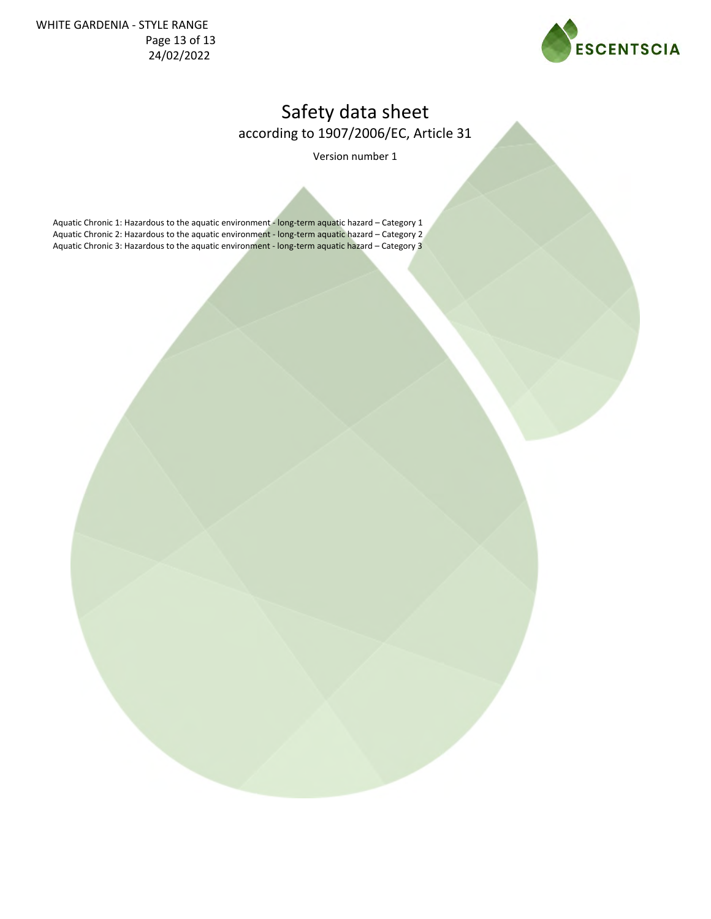Aquatic Chronic 1: Hazardous to the aquatic environment - long-term aquatic hazard – Category 1
Aquatic Chronic 2: Hazardous to the aquatic environment - long-term aquatic hazard – Category 2
Aquatic Chronic 3: Hazardous to the aquatic environment - long-term aquatic hazard – Category 3